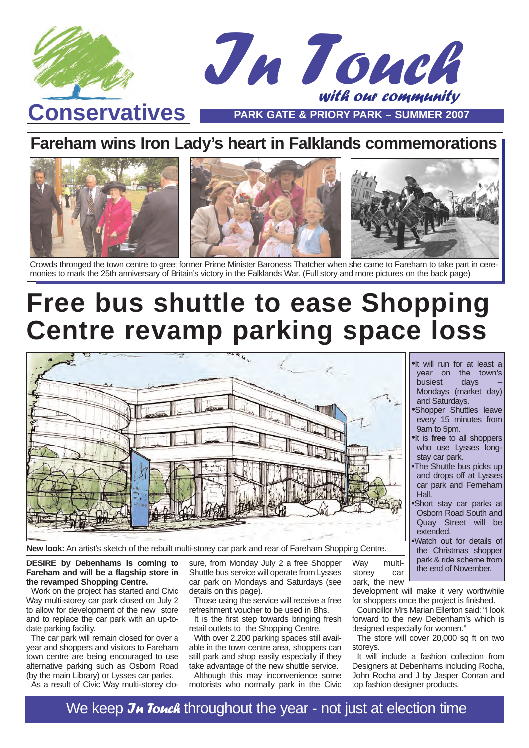Conservatives

# *In Touch* with our community

PARK GATE & PRIORY PARK – SUMMER 2007

## Fareham wins Iron Lady's heart in Falklands commemorations

Crowds thronged the town centre to greet former Prime Minister Baroness Thatcher when she came to Fareham to take part in ceremonies to mark the 25th anniversary of Britain's victory in the Falklands War. (Full story and more pictures on the back page)

# Free bus shuttle to ease Shopping Centre revamp parking space loss

**New look:** An artist's sketch of the rebuilt multi-storey car park and rear of Fareham Shopping Centre.

- It will run for at least a year on the town's busiest days – Mondays (market day) and Saturdays.
- Shopper Shuttles leave every 15 minutes from 9am to 5pm.
- It is **free** to all shoppers who use Lysses long-stay car park.
- The Shuttle bus picks up and drops off at Lysses car park and Ferneham Hall.
- Short stay car parks at Osborn Road South and Quay Street will be extended.
- Watch out for details of the Christmas shopper park & ride scheme from the end of November.

**DESIRE by Debenhams is coming to Fareham and will be a flagship store in the revamped Shopping Centre.**

Work on the project has started and Civic Way multi-storey car park closed on July 2 to allow for development of the new store and to replace the car park with an up-to-date parking facility.

The car park will remain closed for over a year and shoppers and visitors to Fareham town centre are being encouraged to use alternative parking such as Osborn Road (by the main Library) or Lysses car parks.

As a result of Civic Way multi-storey closure, from Monday July 2 a free Shopper Shuttle bus service will operate from Lysses car park on Mondays and Saturdays (see details on this page).

Those using the service will receive a free refreshment voucher to be used in Bhs.

It is the first step towards bringing fresh retail outlets to the Shopping Centre.

With over 2,200 parking spaces still available in the town centre area, shoppers can still park and shop easily especially if they take advantage of the new shuttle service.

Although this may inconvenience some motorists who normally park in the Civic Way multi-storey car park, the new development will make it very worthwhile for shoppers once the project is finished.

Councillor Mrs Marian Ellerton said: "I look forward to the new Debenham's which is designed especially for women."

The store will cover 20,000 sq ft on two storeys.

It will include a fashion collection from Designers at Debenhams including Rocha, John Rocha and J by Jasper Conran and top fashion designer products.

We keep *In Touch* throughout the year - not just at election time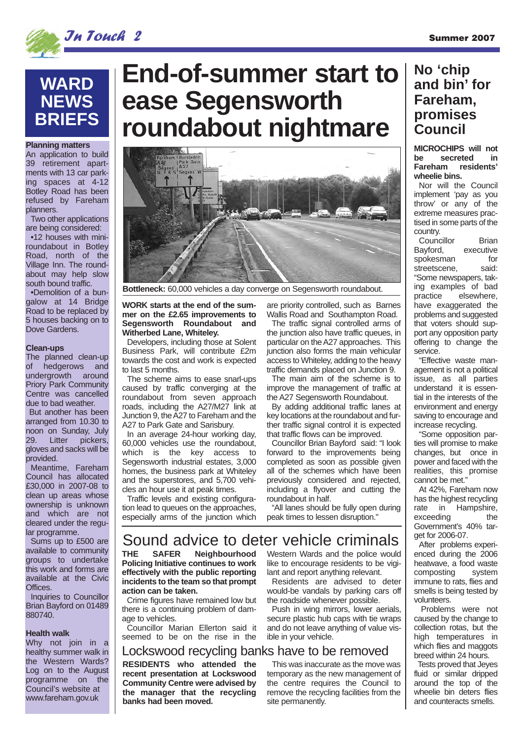# End-of-summer start to ease Segensworth roundabout nightmare

Bottleneck: 60,000 vehicles a day converge on Segensworth roundabout.

**WORK starts at the end of the summer on the £2.65 improvements to Segensworth Roundabout and Witherbed Lane, Whiteley.**

Developers, including those at Solent Business Park, will contribute £2m towards the cost and work is expected to last 5 months.

The scheme aims to ease snarl-ups caused by traffic converging at the roundabout from seven approach roads, including the A27/M27 link at Junction 9, the A27 to Fareham and the A27 to Park Gate and Sarisbury.

In an average 24-hour working day, 60,000 vehicles use the roundabout, which is the key access to Segensworth industrial estates, 3,000 homes, the business park at Whiteley and the superstores, and 5,700 vehicles an hour use it at peak times.

Traffic levels and existing configuration lead to queues on the approaches, especially arms of the junction which are priority controlled, such as Barnes Wallis Road and Southampton Road.

The traffic signal controlled arms of the junction also have traffic queues, in particular on the A27 approaches. This junction also forms the main vehicular access to Whiteley, adding to the heavy traffic demands placed on Junction 9.

The main aim of the scheme is to improve the management of traffic at the A27 Segensworth Roundabout.

By adding additional traffic lanes at key locations at the roundabout and further their traffic signal control it is expected that traffic flows can be improved.

Councillor Brian Bayford said: "I look forward to the improvements being completed as soon as possible given all of the schemes which have been previously considered and rejected, including a flyover and cutting the roundabout in half.

"All lanes should be fully open during peak times to lessen disruption."

## WARD NEWS BRIEFS

**Planning matters**

An application to build 39 retirement apartments with 13 car parking spaces at 4-12 Botley Road has been refused by Fareham planners.

Two other applications are being considered:

- 12 houses with mini-roundabout in Botley Road, north of the Village Inn. The roundabout may help slow south bound traffic.
- Demolition of a bungalow at 14 Bridge Road to be replaced by 5 houses backing on to Dove Gardens.

**Clean-ups**

The planned clean-up of hedgerows and undergrowth around Priory Park Community Centre was cancelled due to bad weather.

But another has been arranged from 10.30 to noon on Sunday, July 29. Litter pickers, gloves and sacks will be provided.

Meantime, Fareham Council has allocated £30,000 in 2007-08 to clean up areas whose ownership is unknown and which are not cleared under the regular programme.

Sums up to £500 are available to community groups to undertake this work and forms are available at the Civic Offices.

Inquiries to Councillor Brian Bayford on 01489 880740.

**Health walk**

Why not join in a healthy summer walk in the Western Wards? Log on to the August programme on the Council's website at www.fareham.gov.uk

## Sound advice to deter vehicle criminals

**THE SAFER Neighbourhood Policing Initiative continues to work effectively with the public reporting incidents to the team so that prompt action can be taken.**

Crime figures have remained low but there is a continuing problem of damage to vehicles.

Councillor Marian Ellerton said it seemed to be on the rise in the Western Wards and the police would like to encourage residents to be vigilant and report anything relevant.

Residents are advised to deter would-be vandals by parking cars off the roadside whenever possible.

Push in wing mirrors, lower aerials, secure plastic hub caps with tie wraps and do not leave anything of value visible in your vehicle.

## Lockswood recycling banks have to be removed

**RESIDENTS who attended the recent presentation at Lockswood Community Centre were advised by the manager that the recycling banks had been moved.**

This was inaccurate as the move was temporary as the new management of the centre requires the Council to remove the recycling facilities from the site permanently.

## No 'chip and bin' for Fareham, promises Council

**MICROCHIPS will not be secreted in Fareham residents' wheelie bins.**

Nor will the Council implement 'pay as you throw' or any of the extreme measures practised in some parts of the country.

Councillor Brian Bayford, executive spokesman for streetscene, said: "Some newspapers, taking examples of bad practice elsewhere, have exaggerated the problems and suggested that voters should support any opposition party offering to change the service.

"Effective waste management is not a political issue, as all parties understand it is essential in the interests of the environment and energy saving to encourage and increase recycling.

"Some opposition parties will promise to make changes, but once in power and faced with the realities, this promise cannot be met."

At 42%, Fareham now has the highest recycling rate in Hampshire, exceeding the Government's 40% target for 2006-07.

After problems experienced during the 2006 heatwave, a food waste composting system immune to rats, flies and smells is being tested by volunteers.

Problems were not caused by the change to collection rotas, but the high temperatures in which flies and maggots breed within 24 hours.

Tests proved that Jeyes fluid or similar dripped around the top of the wheelie bin deters flies and counteracts smells.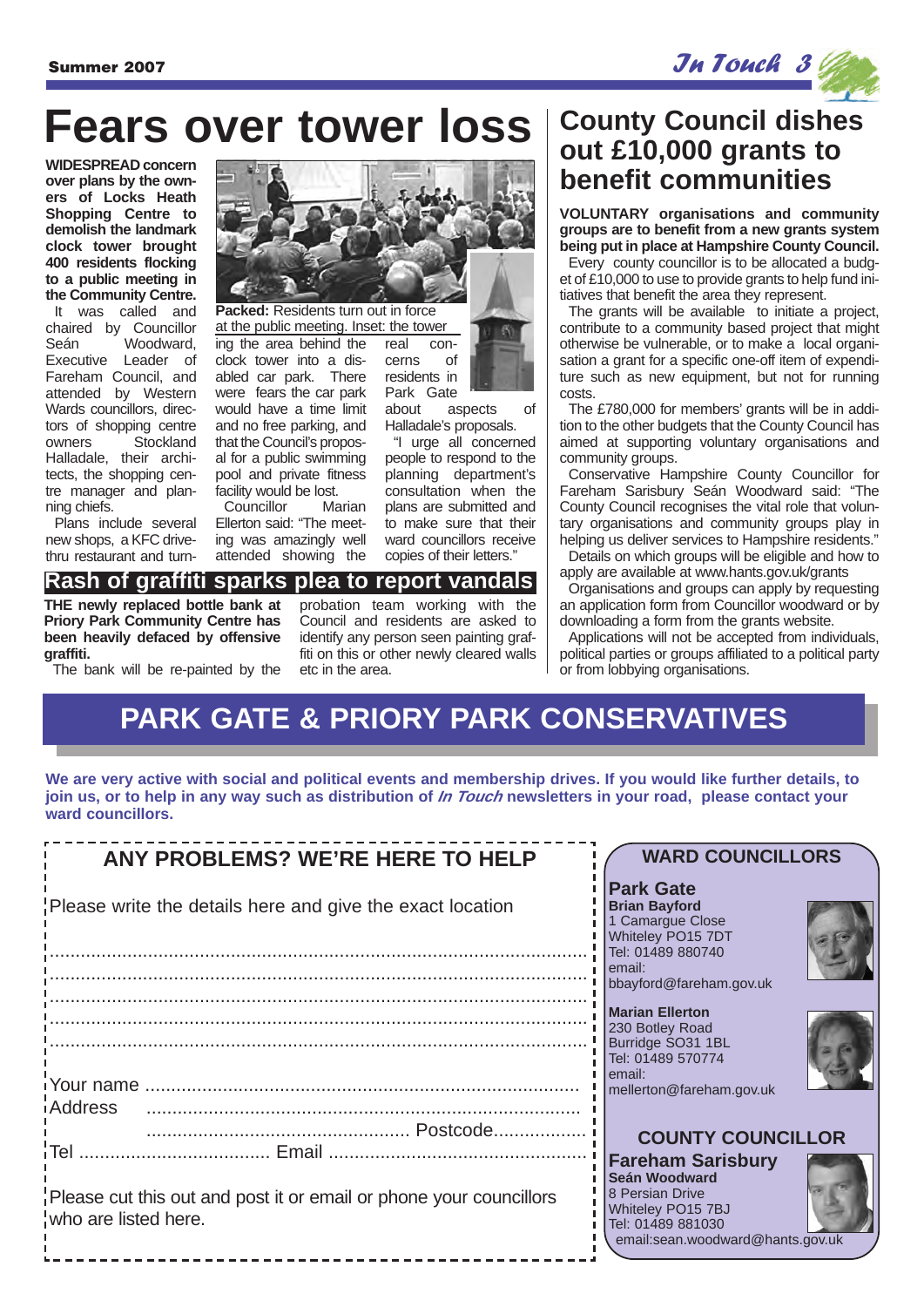# Fears over tower loss

**WIDESPREAD concern over plans by the owners of Locks Heath Shopping Centre to demolish the landmark clock tower brought 400 residents flocking to a public meeting in the Community Centre.**

It was called and chaired by Councillor Seán Woodward, Executive Leader of Fareham Council, and attended by Western Wards councillors, directors of shopping centre owners Stockland Halladale, their architects, the shopping centre manager and planning chiefs.

Plans include several new shops, a KFC drive-thru restaurant and turning the area behind the clock tower into a disabled car park. There were fears the car park would have a time limit and no free parking, and that the Council's proposal for a public swimming pool and private fitness facility would be lost.

**Packed:** Residents turn out in force at the public meeting. Inset: the tower

Councillor Marian Ellerton said: "The meeting was amazingly well attended showing the real concerns of residents in Park Gate about aspects of Halladale's proposals.

"I urge all concerned people to respond to the planning department's consultation when the plans are submitted and to make sure that their ward councillors receive copies of their letters."

## Rash of graffiti sparks plea to report vandals

**THE newly replaced bottle bank at Priory Park Community Centre has been heavily defaced by offensive graffiti.**

The bank will be re-painted by the probation team working with the Council and residents are asked to identify any person seen painting graffiti on this or other newly cleared walls etc in the area.

# County Council dishes out £10,000 grants to benefit communities

**VOLUNTARY organisations and community groups are to benefit from a new grants system being put in place at Hampshire County Council.**

Every county councillor is to be allocated a budget of £10,000 to use to provide grants to help fund initiatives that benefit the area they represent.

The grants will be available to initiate a project, contribute to a community based project that might otherwise be vulnerable, or to make a local organisation a grant for a specific one-off item of expenditure such as new equipment, but not for running costs.

The £780,000 for members' grants will be in addition to the other budgets that the County Council has aimed at supporting voluntary organisations and community groups.

Conservative Hampshire County Councillor for Fareham Sarisbury Seán Woodward said: "The County Council recognises the vital role that voluntary organisations and community groups play in helping us deliver services to Hampshire residents."

Details on which groups will be eligible and how to apply are available at www.hants.gov.uk/grants

Organisations and groups can apply by requesting an application form from Councillor woodward or by downloading a form from the grants website.

Applications will not be accepted from individuals, political parties or groups affiliated to a political party or from lobbying organisations.

# PARK GATE & PRIORY PARK CONSERVATIVES

**We are very active with social and political events and membership drives. If you would like further details, to join us, or to help in any way such as distribution of *In Touch* newsletters in your road, please contact your ward councillors.**

## ANY PROBLEMS? WE'RE HERE TO HELP

Please write the details here and give the exact location

.......................................................................................................

.......................................................................................................

.......................................................................................................

.......................................................................................................

.......................................................................................................

Your name ....................................................................................

Address ....................................................................................

.................................................. Postcode..................

Tel .................................... Email .................................................

Please cut this out and post it or email or phone your councillors who are listed here.

## WARD COUNCILLORS

### Park Gate

**Brian Bayford**
1 Camargue Close
Whiteley PO15 7DT
Tel: 01489 880740
email:
bbayford@fareham.gov.uk

**Marian Ellerton**
230 Botley Road
Burridge SO31 1BL
Tel: 01489 570774
email:
mellerton@fareham.gov.uk

## COUNTY COUNCILLOR

### Fareham Sarisbury

**Seán Woodward**
8 Persian Drive
Whiteley PO15 7BJ
Tel: 01489 881030
email:sean.woodward@hants.gov.uk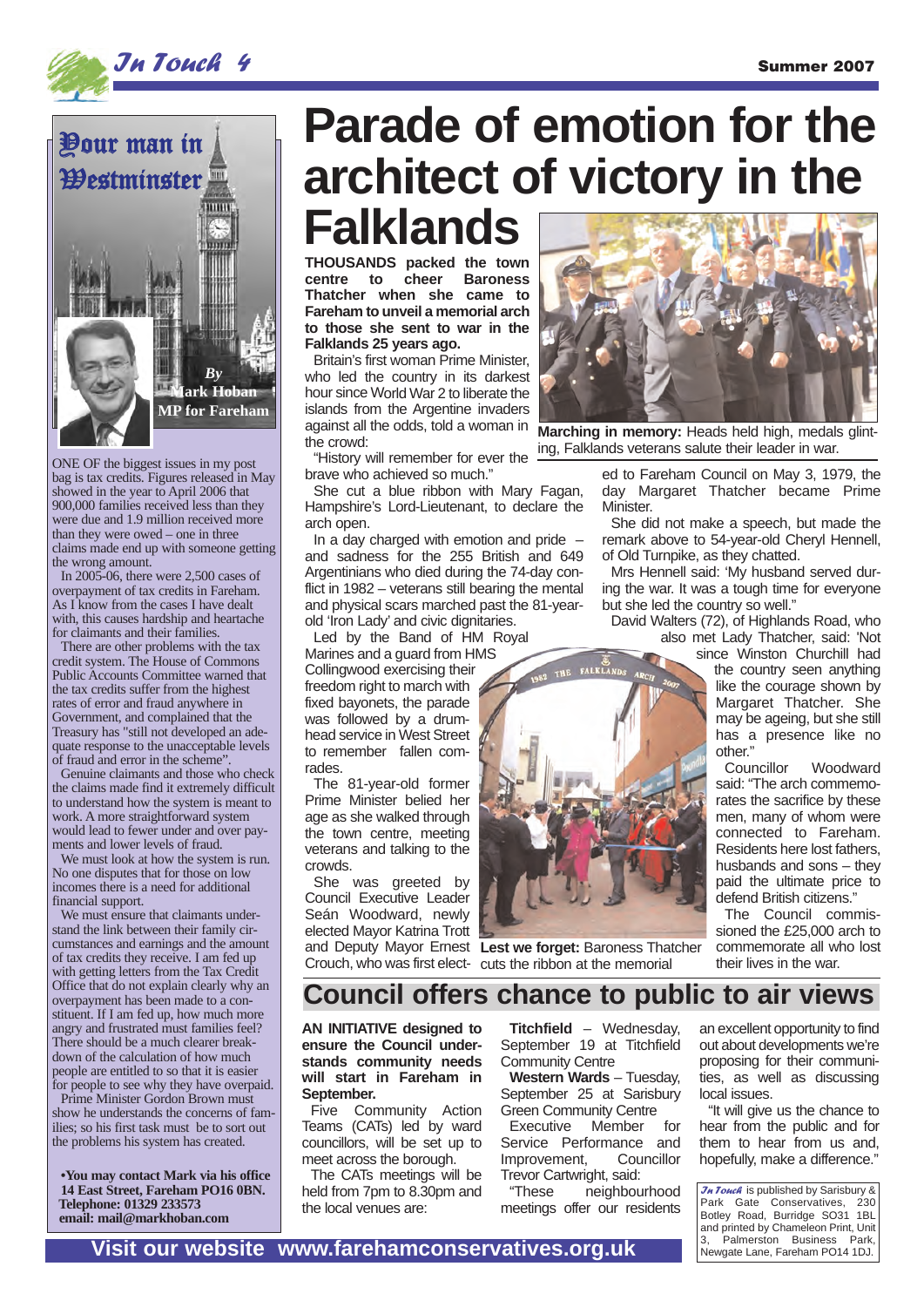# Parade of emotion for the architect of victory in the Falklands

**THOUSANDS packed the town centre to cheer Baroness Thatcher when she came to Fareham to unveil a memorial arch to those she sent to war in the Falklands 25 years ago.**

Britain's first woman Prime Minister, who led the country in its darkest hour since World War 2 to liberate the islands from the Argentine invaders against all the odds, told a woman in the crowd:

"History will remember for ever the brave who achieved so much."

She cut a blue ribbon with Mary Fagan, Hampshire's Lord-Lieutenant, to declare the arch open.

In a day charged with emotion and pride – and sadness for the 255 British and 649 Argentinians who died during the 74-day conflict in 1982 – veterans still bearing the mental and physical scars marched past the 81-year-old 'Iron Lady' and civic dignitaries.

Led by the Band of HM Royal Marines and a guard from HMS Collingwood exercising their freedom right to march with fixed bayonets, the parade was followed by a drumhead service in West Street to remember fallen comrades.

The 81-year-old former Prime Minister belied her age as she walked through the town centre, meeting veterans and talking to the crowds.

She was greeted by Council Executive Leader Seán Woodward, newly elected Mayor Katrina Trott and Deputy Mayor Ernest Crouch, who was first elected to Fareham Council on May 3, 1979, the day Margaret Thatcher became Prime Minister.

She did not make a speech, but made the remark above to 54-year-old Cheryl Hennell, of Old Turnpike, as they chatted.

Mrs Hennell said: 'My husband served during the war. It was a tough time for everyone but she led the country so well."

David Walters (72), of Highlands Road, who also met Lady Thatcher, said: 'Not since Winston Churchill had the country seen anything like the courage shown by Margaret Thatcher. She may be ageing, but she still has a presence like no other."

Councillor Woodward said: "The arch commemorates the sacrifice by these men, many of whom were connected to Fareham. Residents here lost fathers, husbands and sons – they paid the ultimate price to defend British citizens."

The Council commissioned the £25,000 arch to commemorate all who lost their lives in the war.

**Marching in memory:** Heads held high, medals glinting, Falklands veterans salute their leader in war.

**Lest we forget:** Baroness Thatcher cuts the ribbon at the memorial

## Your man in Westminster

*By* **Mark Hoban MP for Fareham**

ONE OF the biggest issues in my post bag is tax credits. Figures released in May showed in the year to April 2006 that 900,000 families received less than they were due and 1.9 million received more than they were owed – one in three claims made end up with someone getting the wrong amount.

In 2005-06, there were 2,500 cases of overpayment of tax credits in Fareham. As I know from the cases I have dealt with, this causes hardship and heartache for claimants and their families.

There are other problems with the tax credit system. The House of Commons Public Accounts Committee warned that the tax credits suffer from the highest rates of error and fraud anywhere in Government, and complained that the Treasury has "still not developed an adequate response to the unacceptable levels of fraud and error in the scheme".

Genuine claimants and those who check the claims made find it extremely difficult to understand how the system is meant to work. A more straightforward system would lead to fewer under and over payments and lower levels of fraud.

We must look at how the system is run. No one disputes that for those on low incomes there is a need for additional financial support.

We must ensure that claimants understand the link between their family circumstances and earnings and the amount of tax credits they receive. I am fed up with getting letters from the Tax Credit Office that do not explain clearly why an overpayment has been made to a constituent. If I am fed up, how much more angry and frustrated must families feel? There should be a much clearer breakdown of the calculation of how much people are entitled to so that it is easier for people to see why they have overpaid.

Prime Minister Gordon Brown must show he understands the concerns of families; so his first task must be to sort out the problems his system has created.

**•You may contact Mark via his office 14 East Street, Fareham PO16 0BN. Telephone: 01329 233573 email: mail@markhoban.com**

## Council offers chance to public to air views

**AN INITIATIVE designed to ensure the Council understands community needs will start in Fareham in September.**

Five Community Action Teams (CATs) led by ward councillors, will be set up to meet across the borough.

The CATs meetings will be held from 7pm to 8.30pm and the local venues are:

**Titchfield** – Wednesday, September 19 at Titchfield Community Centre

**Western Wards** – Tuesday, September 25 at Sarisbury Green Community Centre

Executive Member for Service Performance and Improvement, Councillor Trevor Cartwright, said:

"These neighbourhood meetings offer our residents an excellent opportunity to find out about developments we're proposing for their communities, as well as discussing local issues.

"It will give us the chance to hear from the public and for them to hear from us and, hopefully, make a difference."

*In Touch* is published by Sarisbury & Park Gate Conservatives, 230 Botley Road, Burridge SO31 1BL and printed by Chameleon Print, Unit 3, Palmerston Business Park, Newgate Lane, Fareham PO14 1DJ.

**Visit our website www.farehamconservatives.org.uk**